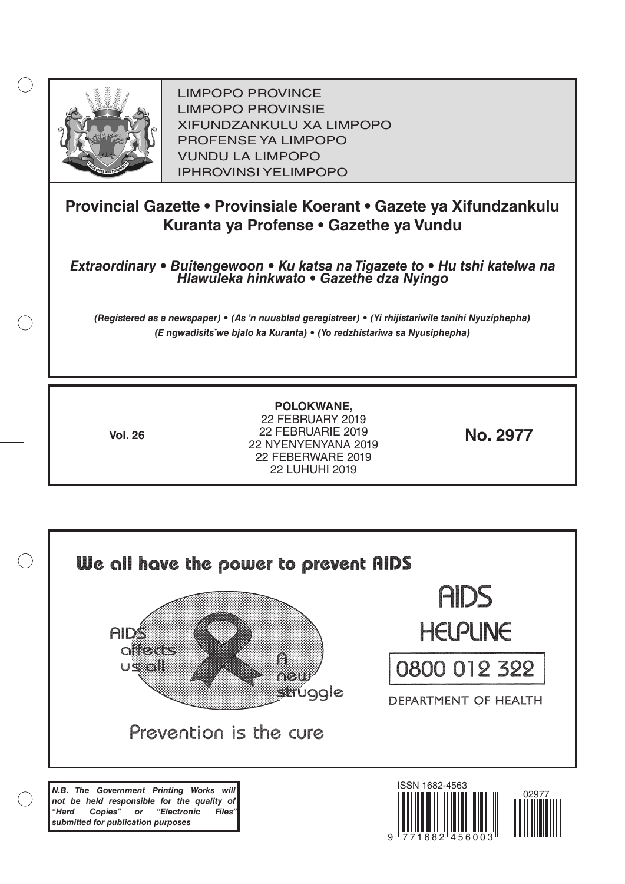LIMPOPO PROVINCE
LIMPOPO PROVINSIE
XIFUNDZANKULU XA LIMPOPO
PROFENSE YA LIMPOPO
VUNDU LA LIMPOPO
IPHROVINSI YELIMPOPO

# Provincial Gazette • Provinsiale Koerant • Gazete ya Xifundzankulu Kuranta ya Profense • Gazethe ya Vundu

***Extraordinary • Buitengewoon • Ku katsa na Tigazete to • Hu tshi katelwa na Hlawuleka hinkwato • Gazethe dza Nyingo***

***(Registered as a newspaper) • (As 'n nuusblad geregistreer) • (Yi rhijistariwile tanihi Nyuziphepha) (E ngwadisitšwe bjalo ka Kuranta) • (Yo redzhistariwa sa Nyusiphepha)***

**Vol. 26**

**POLOKWANE,**
22 FEBRUARY 2019
22 FEBRUARIE 2019
22 NYENYENYANA 2019
22 FEBERWARE 2019
22 LUHUHI 2019

**No. 2977**

We all have the power to prevent AIDS

AIDS affects us all

A new struggle

Prevention is the cure

AIDS HELPLINE

0800 012 322

DEPARTMENT OF HEALTH

***N.B. The Government Printing Works will not be held responsible for the quality of "Hard Copies" or "Electronic Files" submitted for publication purposes***

ISSN 1682-4563

9 771682 456003

02977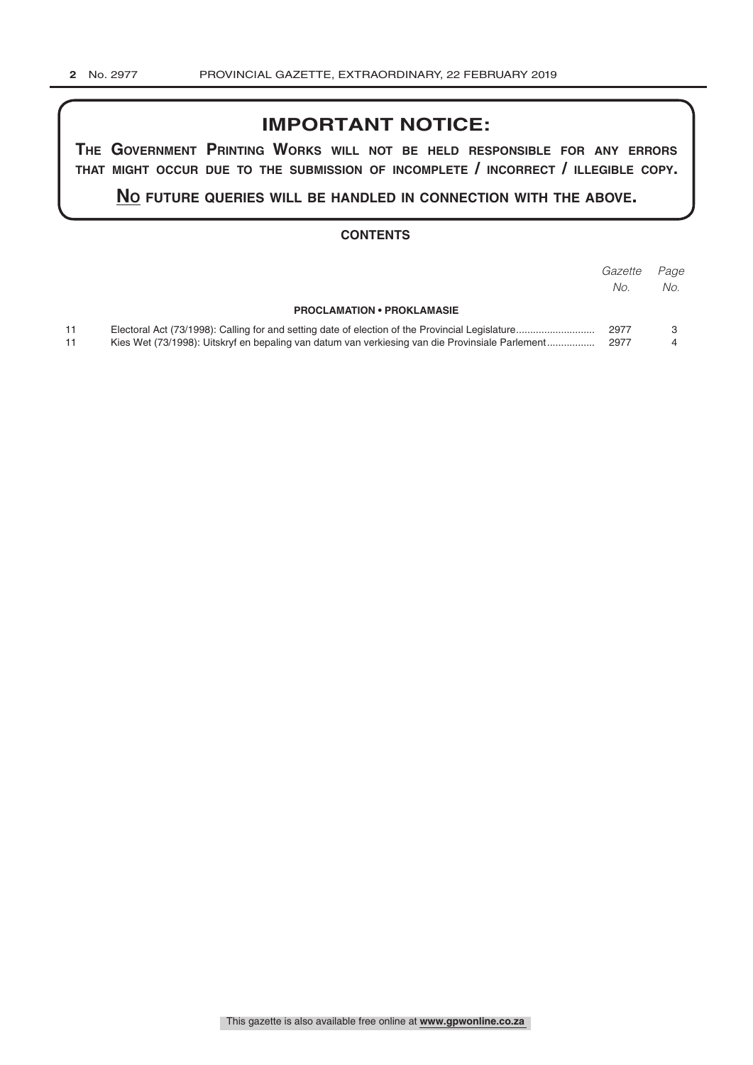## IMPORTANT NOTICE:

**THE GOVERNMENT PRINTING WORKS WILL NOT BE HELD RESPONSIBLE FOR ANY ERRORS THAT MIGHT OCCUR DUE TO THE SUBMISSION OF INCOMPLETE / INCORRECT / ILLEGIBLE COPY.**

**NO FUTURE QUERIES WILL BE HANDLED IN CONNECTION WITH THE ABOVE.**

### CONTENTS

| | | *Gazette No.* | *Page No.* |
|---|---|---|---|
| | **PROCLAMATION • PROKLAMASIE** | | |
| 11 | Electoral Act (73/1998): Calling for and setting date of election of the Provincial Legislature | 2977 | 3 |
| 11 | Kies Wet (73/1998): Uitskryf en bepaling van datum van verkiesing van die Provinsiale Parlement | 2977 | 4 |

This gazette is also available free online at **www.gpwonline.co.za**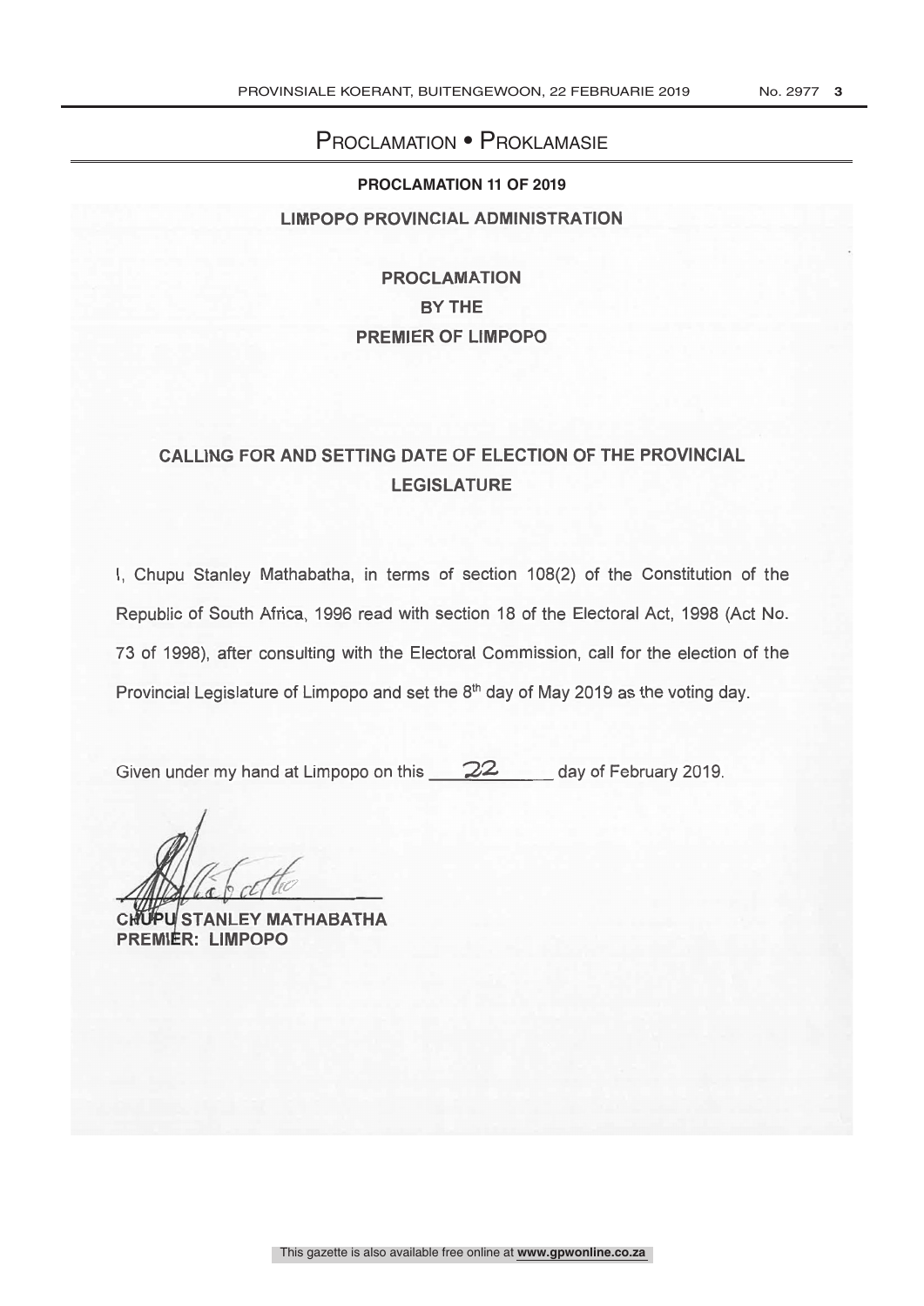# Proclamation • Proklamasie

**PROCLAMATION 11 OF 2019**

**LIMPOPO PROVINCIAL ADMINISTRATION**

**PROCLAMATION**
**BY THE**
**PREMIER OF LIMPOPO**

## CALLING FOR AND SETTING DATE OF ELECTION OF THE PROVINCIAL LEGISLATURE

I, Chupu Stanley Mathabatha, in terms of section 108(2) of the Constitution of the Republic of South Africa, 1996 read with section 18 of the Electoral Act, 1998 (Act No. 73 of 1998), after consulting with the Electoral Commission, call for the election of the Provincial Legislature of Limpopo and set the 8th day of May 2019 as the voting day.

Given under my hand at Limpopo on this 22 day of February 2019.

**CHUPU STANLEY MATHABATHA**
**PREMIER: LIMPOPO**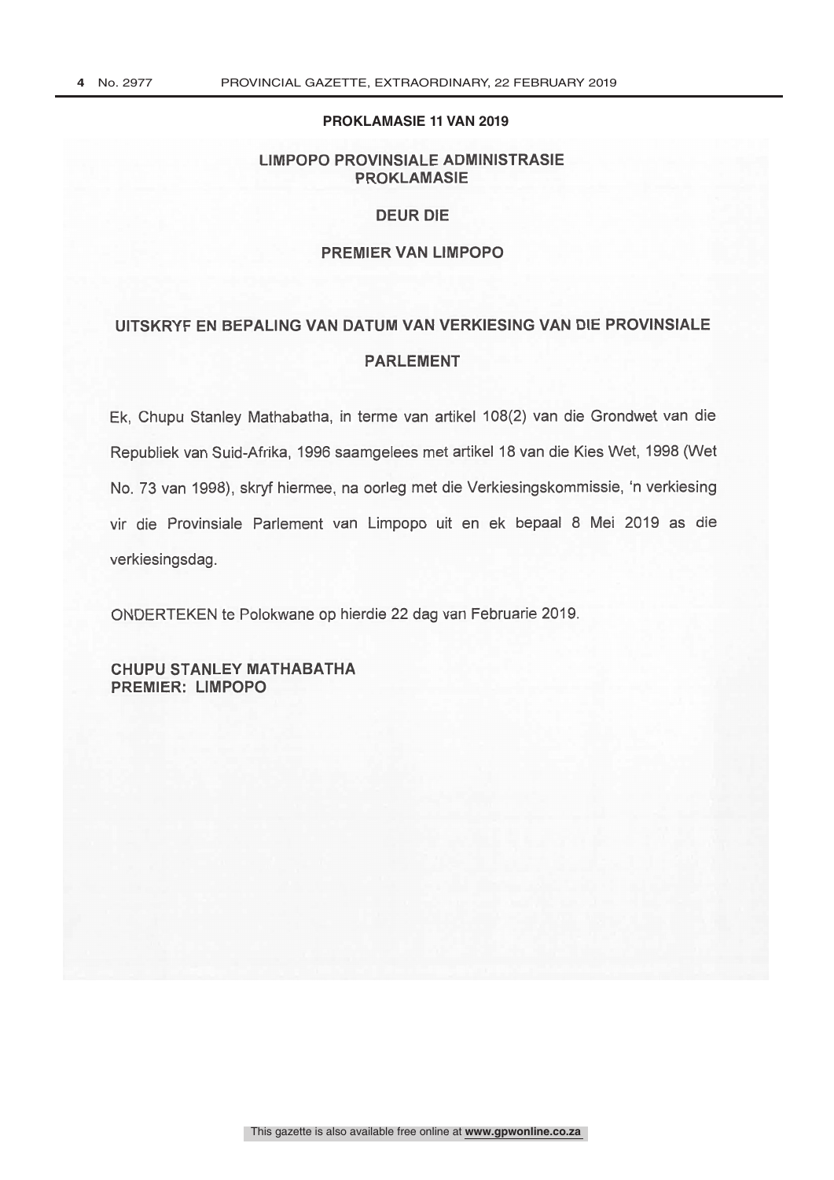**PROKLAMASIE 11 VAN 2019**

**LIMPOPO PROVINSIALE ADMINISTRASIE**
**PROKLAMASIE**

**DEUR DIE**

**PREMIER VAN LIMPOPO**

## UITSKRYF EN BEPALING VAN DATUM VAN VERKIESING VAN DIE PROVINSIALE PARLEMENT

Ek, Chupu Stanley Mathabatha, in terme van artikel 108(2) van die Grondwet van die Republiek van Suid-Afrika, 1996 saamgelees met artikel 18 van die Kies Wet, 1998 (Wet No. 73 van 1998), skryf hiermee, na oorleg met die Verkiesingskommissie, 'n verkiesing vir die Provinsiale Parlement van Limpopo uit en ek bepaal 8 Mei 2019 as die verkiesingsdag.

ONDERTEKEN te Polokwane op hierdie 22 dag van Februarie 2019.

**CHUPU STANLEY MATHABATHA**
**PREMIER: LIMPOPO**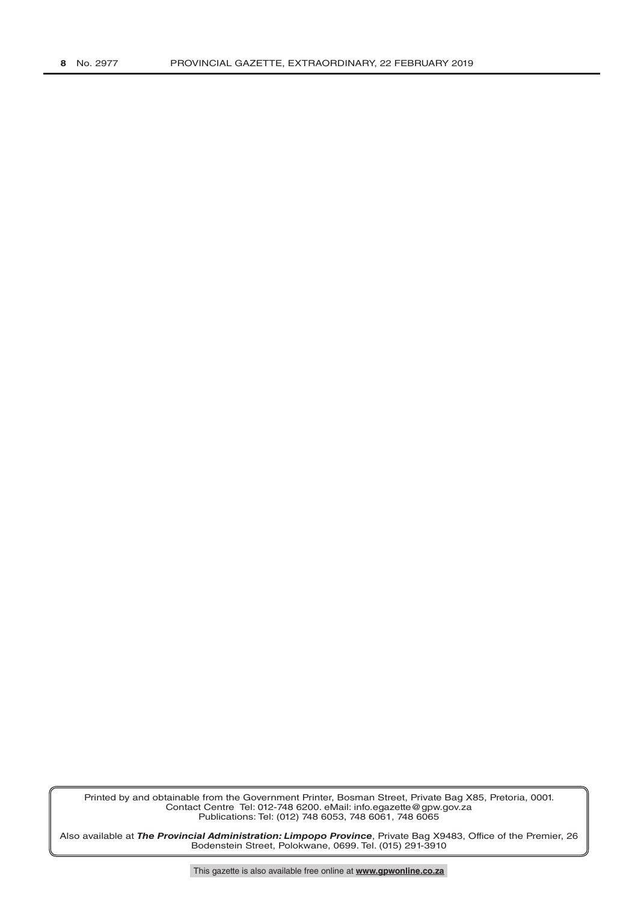Printed by and obtainable from the Government Printer, Bosman Street, Private Bag X85, Pretoria, 0001.
Contact Centre Tel: 012-748 6200. eMail: info.egazette@gpw.gov.za
Publications: Tel: (012) 748 6053, 748 6061, 748 6065

Also available at ***The Provincial Administration: Limpopo Province***, Private Bag X9483, Office of the Premier, 26 Bodenstein Street, Polokwane, 0699. Tel. (015) 291-3910

This gazette is also available free online at **www.gpwonline.co.za**